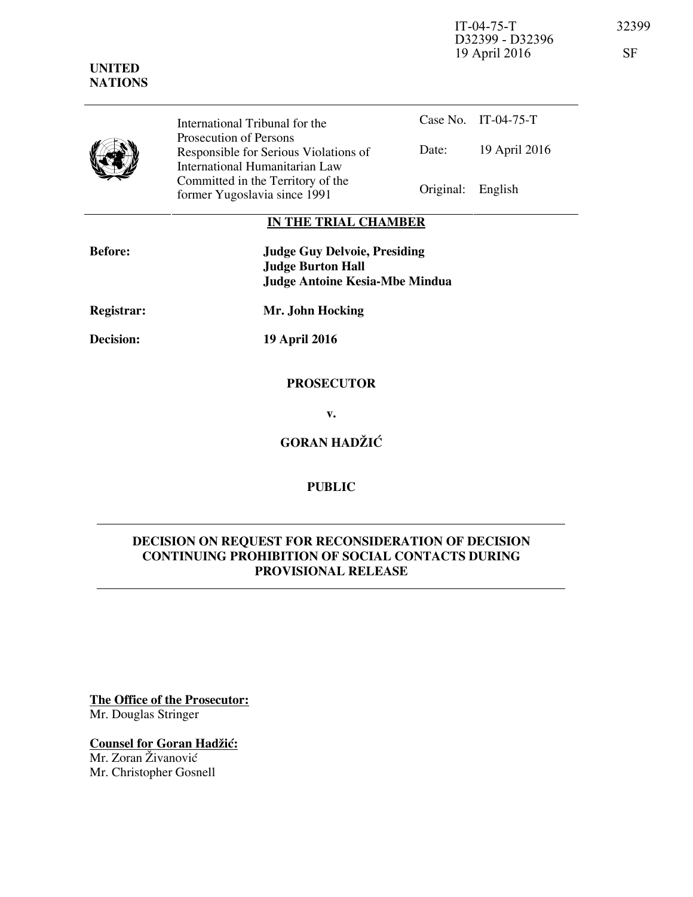UNITED NATIONS

IT-04-75-T 32399
D32399 - D32396
19 April 2016 SF

International Tribunal for the Prosecution of Persons Responsible for Serious Violations of International Humanitarian Law Committed in the Territory of the former Yugoslavia since 1991

| | |
|---|---|
| Case No. | IT-04-75-T |
| Date: | 19 April 2016 |
| Original: | English |

**IN THE TRIAL CHAMBER**

| | |
|---|---|
| **Before:** | **Judge Guy Delvoie, Presiding** |
| | **Judge Burton Hall** |
| | **Judge Antoine Kesia-Mbe Mindua** |
| **Registrar:** | **Mr. John Hocking** |
| **Decision:** | **19 April 2016** |

**PROSECUTOR**

**v.**

**GORAN HADŽIĆ**

**PUBLIC**

**DECISION ON REQUEST FOR RECONSIDERATION OF DECISION CONTINUING PROHIBITION OF SOCIAL CONTACTS DURING PROVISIONAL RELEASE**

**The Office of the Prosecutor:**
Mr. Douglas Stringer

**Counsel for Goran Hadžić:**
Mr. Zoran Živanović
Mr. Christopher Gosnell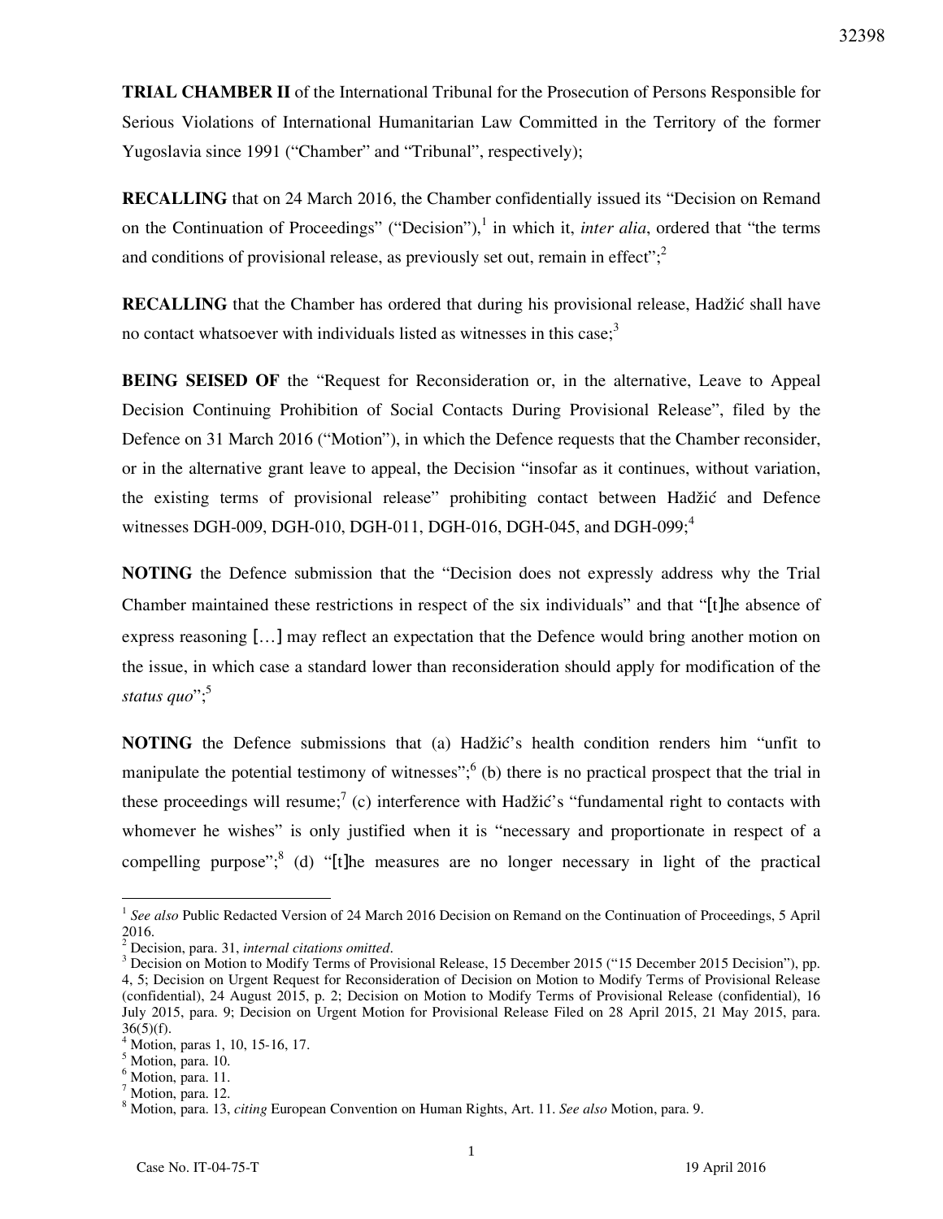**TRIAL CHAMBER II** of the International Tribunal for the Prosecution of Persons Responsible for Serious Violations of International Humanitarian Law Committed in the Territory of the former Yugoslavia since 1991 ("Chamber" and "Tribunal", respectively);

**RECALLING** that on 24 March 2016, the Chamber confidentially issued its "Decision on Remand on the Continuation of Proceedings" ("Decision"),[1] in which it, *inter alia*, ordered that "the terms and conditions of provisional release, as previously set out, remain in effect";[2]

**RECALLING** that the Chamber has ordered that during his provisional release, Hadžić shall have no contact whatsoever with individuals listed as witnesses in this case;[3]

**BEING SEISED OF** the "Request for Reconsideration or, in the alternative, Leave to Appeal Decision Continuing Prohibition of Social Contacts During Provisional Release", filed by the Defence on 31 March 2016 ("Motion"), in which the Defence requests that the Chamber reconsider, or in the alternative grant leave to appeal, the Decision "insofar as it continues, without variation, the existing terms of provisional release" prohibiting contact between Hadžić and Defence witnesses DGH-009, DGH-010, DGH-011, DGH-016, DGH-045, and DGH-099;[4]

**NOTING** the Defence submission that the "Decision does not expressly address why the Trial Chamber maintained these restrictions in respect of the six individuals" and that "[t]he absence of express reasoning [...] may reflect an expectation that the Defence would bring another motion on the issue, in which case a standard lower than reconsideration should apply for modification of the *status quo*";[5]

**NOTING** the Defence submissions that (a) Hadžić's health condition renders him "unfit to manipulate the potential testimony of witnesses";[6] (b) there is no practical prospect that the trial in these proceedings will resume;[7] (c) interference with Hadžić's "fundamental right to contacts with whomever he wishes" is only justified when it is "necessary and proportionate in respect of a compelling purpose";[8] (d) "[t]he measures are no longer necessary in light of the practical

---

[1] *See also* Public Redacted Version of 24 March 2016 Decision on Remand on the Continuation of Proceedings, 5 April 2016.

[2] Decision, para. 31, *internal citations omitted*.

[3] Decision on Motion to Modify Terms of Provisional Release, 15 December 2015 ("15 December 2015 Decision"), pp. 4, 5; Decision on Urgent Request for Reconsideration of Decision on Motion to Modify Terms of Provisional Release (confidential), 24 August 2015, p. 2; Decision on Motion to Modify Terms of Provisional Release (confidential), 16 July 2015, para. 9; Decision on Urgent Motion for Provisional Release Filed on 28 April 2015, 21 May 2015, para. 36(5)(f).

[4] Motion, paras 1, 10, 15-16, 17.

[5] Motion, para. 10.

[6] Motion, para. 11.

[7] Motion, para. 12.

[8] Motion, para. 13, *citing* European Convention on Human Rights, Art. 11. *See also* Motion, para. 9.

Case No. IT-04-75-T 19 April 2016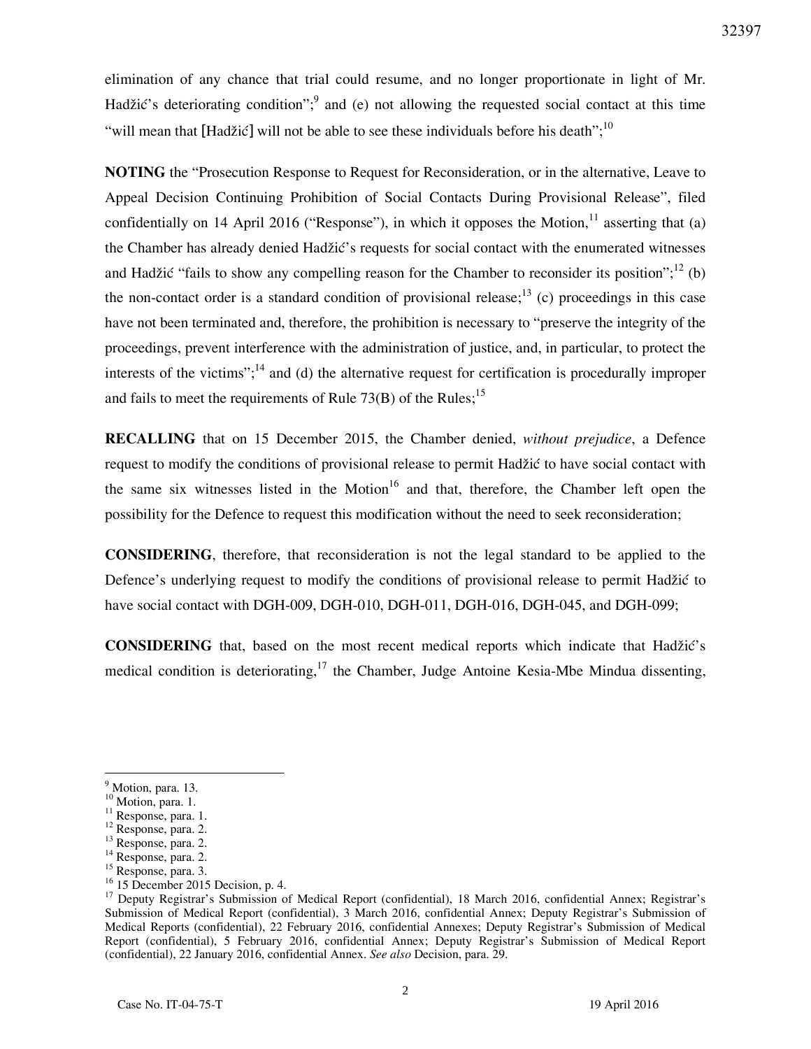elimination of any chance that trial could resume, and no longer proportionate in light of Mr. Hadžić's deteriorating condition";[9] and (e) not allowing the requested social contact at this time "will mean that [Hadžić] will not be able to see these individuals before his death";[10]

**NOTING** the "Prosecution Response to Request for Reconsideration, or in the alternative, Leave to Appeal Decision Continuing Prohibition of Social Contacts During Provisional Release", filed confidentially on 14 April 2016 ("Response"), in which it opposes the Motion,[11] asserting that (a) the Chamber has already denied Hadžić's requests for social contact with the enumerated witnesses and Hadžić "fails to show any compelling reason for the Chamber to reconsider its position";[12] (b) the non-contact order is a standard condition of provisional release;[13] (c) proceedings in this case have not been terminated and, therefore, the prohibition is necessary to "preserve the integrity of the proceedings, prevent interference with the administration of justice, and, in particular, to protect the interests of the victims";[14] and (d) the alternative request for certification is procedurally improper and fails to meet the requirements of Rule 73(B) of the Rules;[15]

**RECALLING** that on 15 December 2015, the Chamber denied, *without prejudice*, a Defence request to modify the conditions of provisional release to permit Hadžić to have social contact with the same six witnesses listed in the Motion[16] and that, therefore, the Chamber left open the possibility for the Defence to request this modification without the need to seek reconsideration;

**CONSIDERING**, therefore, that reconsideration is not the legal standard to be applied to the Defence's underlying request to modify the conditions of provisional release to permit Hadžić to have social contact with DGH-009, DGH-010, DGH-011, DGH-016, DGH-045, and DGH-099;

**CONSIDERING** that, based on the most recent medical reports which indicate that Hadžić's medical condition is deteriorating,[17] the Chamber, Judge Antoine Kesia-Mbe Mindua dissenting,

---

[9] Motion, para. 13.
[10] Motion, para. 1.
[11] Response, para. 1.
[12] Response, para. 2.
[13] Response, para. 2.
[14] Response, para. 2.
[15] Response, para. 3.
[16] 15 December 2015 Decision, p. 4.
[17] Deputy Registrar's Submission of Medical Report (confidential), 18 March 2016, confidential Annex; Registrar's Submission of Medical Report (confidential), 3 March 2016, confidential Annex; Deputy Registrar's Submission of Medical Reports (confidential), 22 February 2016, confidential Annexes; Deputy Registrar's Submission of Medical Report (confidential), 5 February 2016, confidential Annex; Deputy Registrar's Submission of Medical Report (confidential), 22 January 2016, confidential Annex. *See also* Decision, para. 29.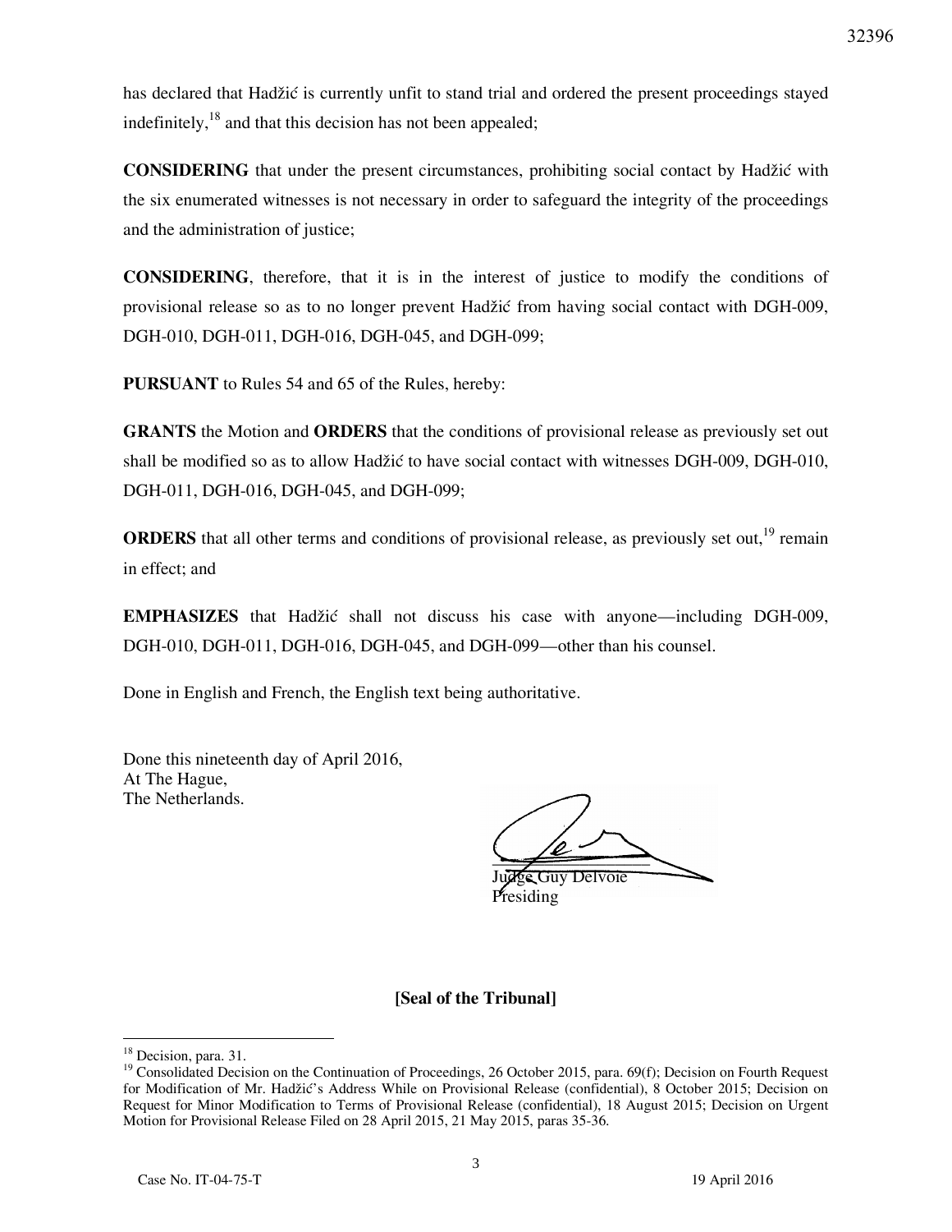has declared that Hadžić is currently unfit to stand trial and ordered the present proceedings stayed indefinitely,[18] and that this decision has not been appealed;

**CONSIDERING** that under the present circumstances, prohibiting social contact by Hadžić with the six enumerated witnesses is not necessary in order to safeguard the integrity of the proceedings and the administration of justice;

**CONSIDERING**, therefore, that it is in the interest of justice to modify the conditions of provisional release so as to no longer prevent Hadžić from having social contact with DGH-009, DGH-010, DGH-011, DGH-016, DGH-045, and DGH-099;

**PURSUANT** to Rules 54 and 65 of the Rules, hereby:

**GRANTS** the Motion and **ORDERS** that the conditions of provisional release as previously set out shall be modified so as to allow Hadžić to have social contact with witnesses DGH-009, DGH-010, DGH-011, DGH-016, DGH-045, and DGH-099;

**ORDERS** that all other terms and conditions of provisional release, as previously set out,[19] remain in effect; and

**EMPHASIZES** that Hadžić shall not discuss his case with anyone—including DGH-009, DGH-010, DGH-011, DGH-016, DGH-045, and DGH-099—other than his counsel.

Done in English and French, the English text being authoritative.

Done this nineteenth day of April 2016,
At The Hague,
The Netherlands.

Judge Guy Delvoie
Presiding

**[Seal of the Tribunal]**

---

[18] Decision, para. 31.

[19] Consolidated Decision on the Continuation of Proceedings, 26 October 2015, para. 69(f); Decision on Fourth Request for Modification of Mr. Hadžić's Address While on Provisional Release (confidential), 8 October 2015; Decision on Request for Minor Modification to Terms of Provisional Release (confidential), 18 August 2015; Decision on Urgent Motion for Provisional Release Filed on 28 April 2015, 21 May 2015, paras 35-36.